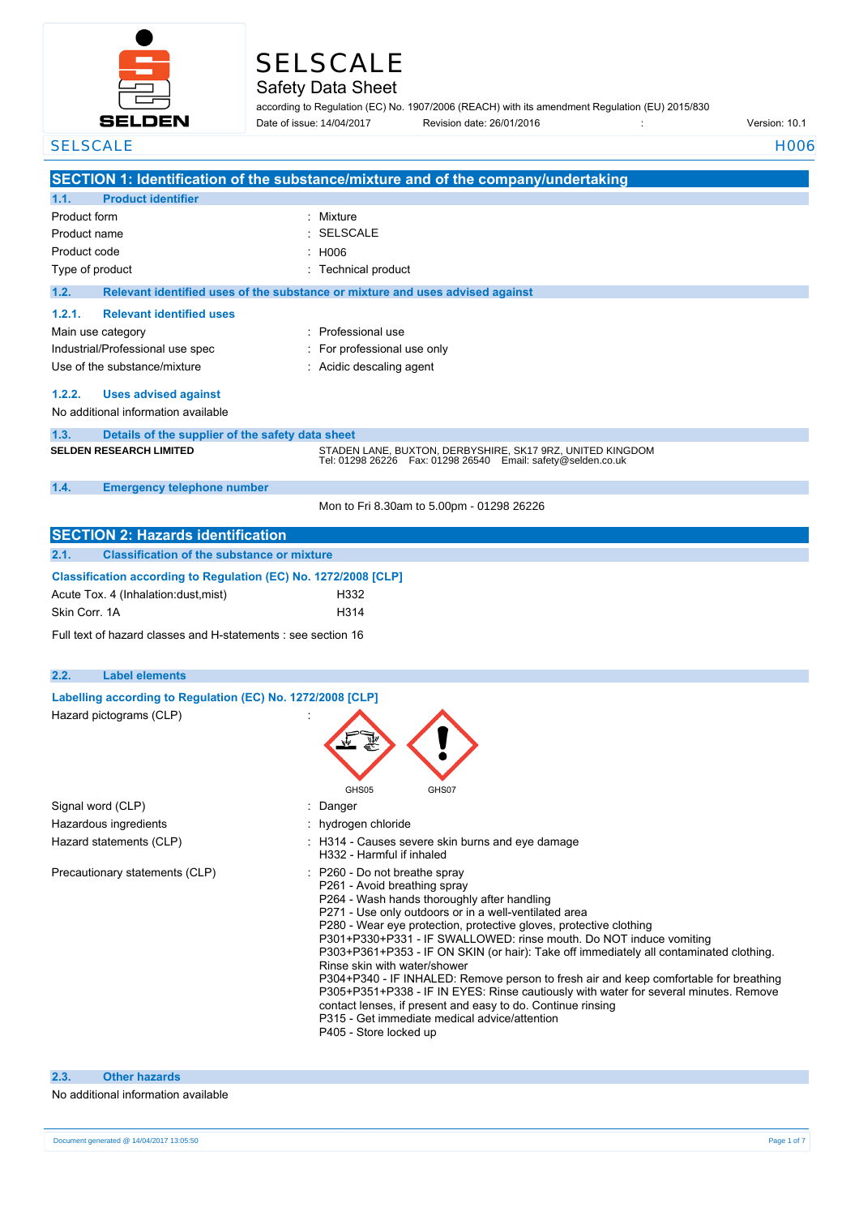# SELSCALE

## Safety Data Sheet

according to Regulation (EC) No. 1907/2006 (REACH) with its amendment Regulation (EU) 2015/830

Date of issue: 14/04/2017 Revision date: 26/01/2016 : Version: 10.1

SELSCALE H006

## SECTION 1: Identification of the substance/mixture and of the company/undertaking

### 1.1. Product identifier

| | |
|---|---|
| Product form | : Mixture |
| Product name | : SELSCALE |
| Product code | : H006 |
| Type of product | : Technical product |

### 1.2. Relevant identified uses of the substance or mixture and uses advised against

#### 1.2.1. Relevant identified uses

| | |
|---|---|
| Main use category | : Professional use |
| Industrial/Professional use spec | : For professional use only |
| Use of the substance/mixture | : Acidic descaling agent |

#### 1.2.2. Uses advised against

No additional information available

### 1.3. Details of the supplier of the safety data sheet

**SELDEN RESEARCH LIMITED**

STADEN LANE, BUXTON, DERBYSHIRE, SK17 9RZ, UNITED KINGDOM
Tel: 01298 26226 Fax: 01298 26540 Email: safety@selden.co.uk

### 1.4. Emergency telephone number

Mon to Fri 8.30am to 5.00pm - 01298 26226

## SECTION 2: Hazards identification

### 2.1. Classification of the substance or mixture

**Classification according to Regulation (EC) No. 1272/2008 [CLP]**

| | |
|---|---|
| Acute Tox. 4 (Inhalation:dust,mist) | H332 |
| Skin Corr. 1A | H314 |

Full text of hazard classes and H-statements : see section 16

### 2.2. Label elements

**Labelling according to Regulation (EC) No. 1272/2008 [CLP]**

Hazard pictograms (CLP) :

GHS05 GHS07

| | |
|---|---|
| Signal word (CLP) | : Danger |
| Hazardous ingredients | : hydrogen chloride |
| Hazard statements (CLP) | : H314 - Causes severe skin burns and eye damage<br>H332 - Harmful if inhaled |
| Precautionary statements (CLP) | : P260 - Do not breathe spray<br>P261 - Avoid breathing spray<br>P264 - Wash hands thoroughly after handling<br>P271 - Use only outdoors or in a well-ventilated area<br>P280 - Wear eye protection, protective gloves, protective clothing<br>P301+P330+P331 - IF SWALLOWED: rinse mouth. Do NOT induce vomiting<br>P303+P361+P353 - IF ON SKIN (or hair): Take off immediately all contaminated clothing. Rinse skin with water/shower<br>P304+P340 - IF INHALED: Remove person to fresh air and keep comfortable for breathing<br>P305+P351+P338 - IF IN EYES: Rinse cautiously with water for several minutes. Remove contact lenses, if present and easy to do. Continue rinsing<br>P315 - Get immediate medical advice/attention<br>P405 - Store locked up |

### 2.3. Other hazards

No additional information available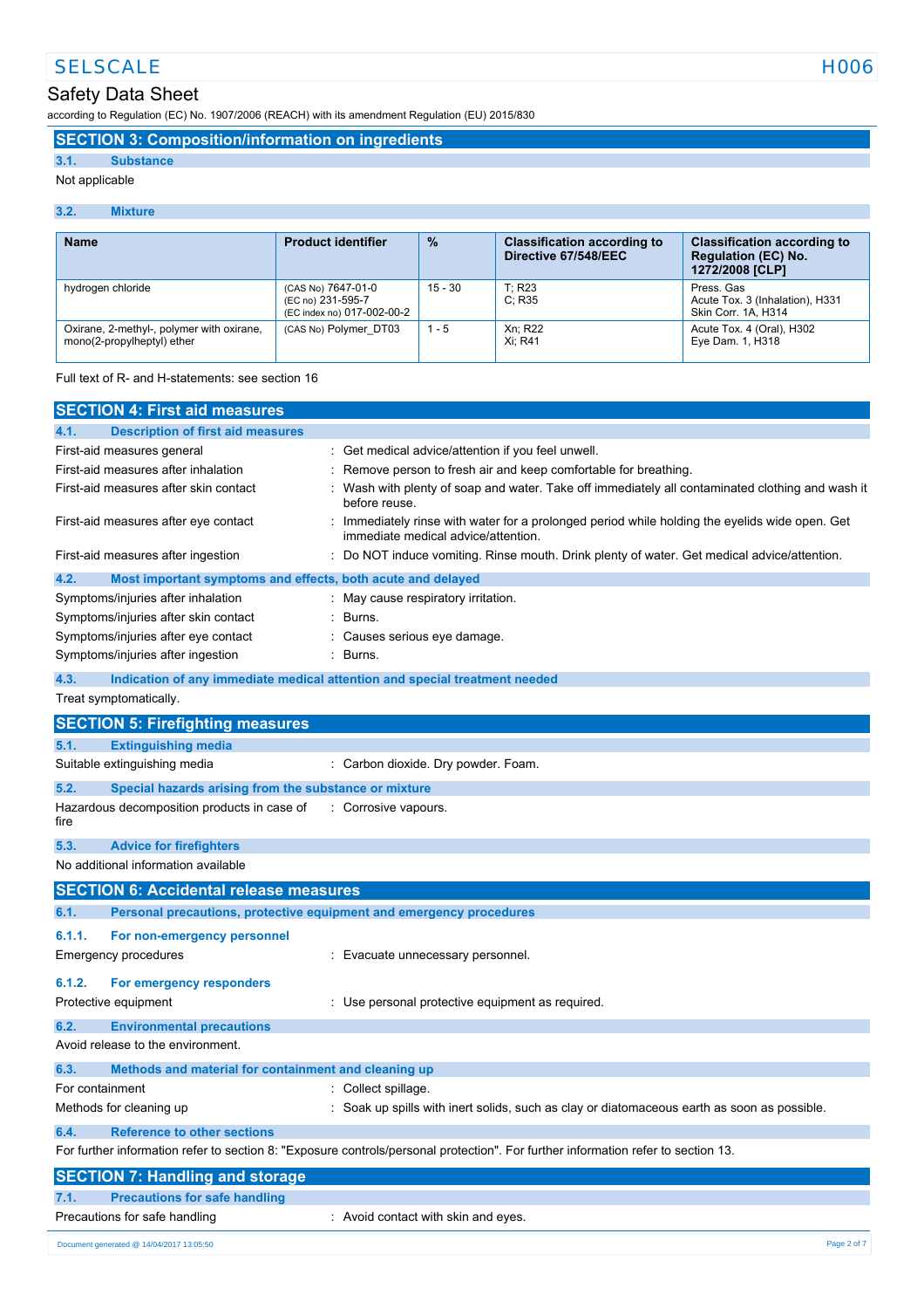## SECTION 3: Composition/information on ingredients

### 3.1. Substance

Not applicable

### 3.2. Mixture

| Name | Product identifier | % | Classification according to Directive 67/548/EEC | Classification according to Regulation (EC) No. 1272/2008 [CLP] |
|---|---|---|---|---|
| hydrogen chloride | (CAS No) 7647-01-0<br>(EC no) 231-595-7<br>(EC index no) 017-002-00-2 | 15 - 30 | T; R23<br>C; R35 | Press. Gas<br>Acute Tox. 3 (Inhalation), H331<br>Skin Corr. 1A, H314 |
| Oxirane, 2-methyl-, polymer with oxirane, mono(2-propylheptyl) ether | (CAS No) Polymer_DT03 | 1 - 5 | Xn; R22<br>Xi; R41 | Acute Tox. 4 (Oral), H302<br>Eye Dam. 1, H318 |

Full text of R- and H-statements: see section 16

## SECTION 4: First aid measures

### 4.1. Description of first aid measures

First-aid measures general : Get medical advice/attention if you feel unwell.

First-aid measures after inhalation : Remove person to fresh air and keep comfortable for breathing.

First-aid measures after skin contact : Wash with plenty of soap and water. Take off immediately all contaminated clothing and wash it before reuse.

First-aid measures after eye contact : Immediately rinse with water for a prolonged period while holding the eyelids wide open. Get immediate medical advice/attention.

First-aid measures after ingestion : Do NOT induce vomiting. Rinse mouth. Drink plenty of water. Get medical advice/attention.

### 4.2. Most important symptoms and effects, both acute and delayed

Symptoms/injuries after inhalation : May cause respiratory irritation.

Symptoms/injuries after skin contact : Burns.

Symptoms/injuries after eye contact : Causes serious eye damage.

Symptoms/injuries after ingestion : Burns.

### 4.3. Indication of any immediate medical attention and special treatment needed

Treat symptomatically.

## SECTION 5: Firefighting measures

### 5.1. Extinguishing media

Suitable extinguishing media : Carbon dioxide. Dry powder. Foam.

### 5.2. Special hazards arising from the substance or mixture

Hazardous decomposition products in case of fire : Corrosive vapours.

### 5.3. Advice for firefighters

No additional information available

## SECTION 6: Accidental release measures

### 6.1. Personal precautions, protective equipment and emergency procedures

#### 6.1.1. For non-emergency personnel

Emergency procedures : Evacuate unnecessary personnel.

#### 6.1.2. For emergency responders

Protective equipment : Use personal protective equipment as required.

### 6.2. Environmental precautions

Avoid release to the environment.

### 6.3. Methods and material for containment and cleaning up

For containment : Collect spillage.

Methods for cleaning up : Soak up spills with inert solids, such as clay or diatomaceous earth as soon as possible.

### 6.4. Reference to other sections

For further information refer to section 8: "Exposure controls/personal protection". For further information refer to section 13.

## SECTION 7: Handling and storage

### 7.1. Precautions for safe handling

Precautions for safe handling : Avoid contact with skin and eyes.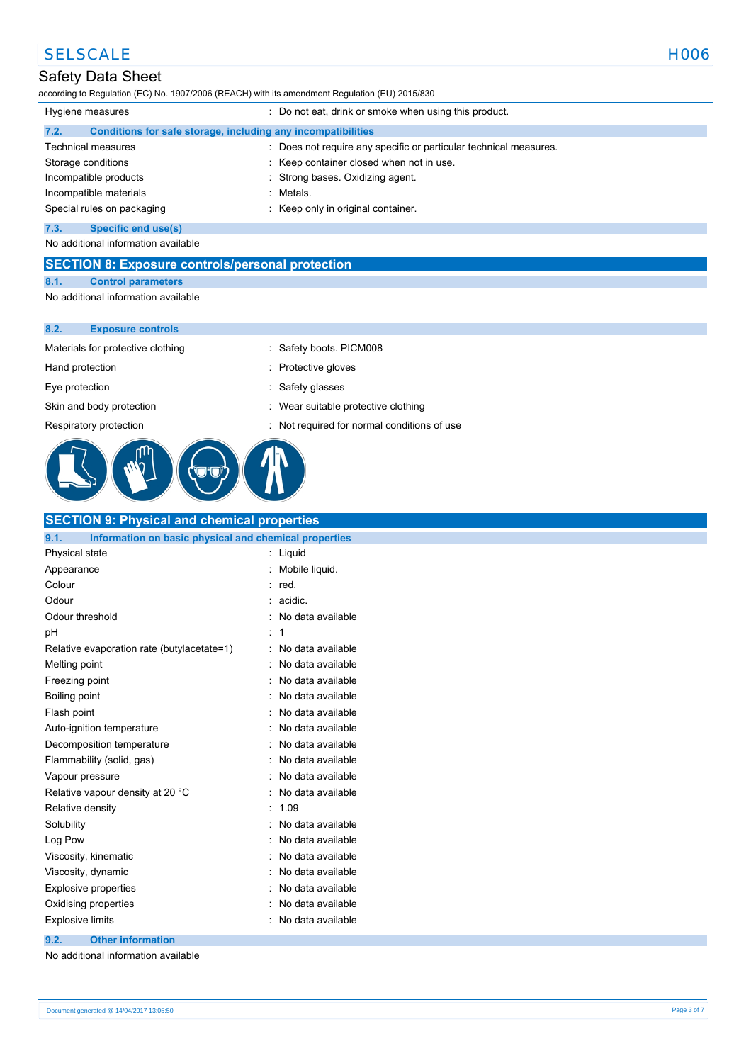| | |
|---|---|
| Hygiene measures | : Do not eat, drink or smoke when using this product. |

### 7.2. Conditions for safe storage, including any incompatibilities

| | |
|---|---|
| Technical measures | : Does not require any specific or particular technical measures. |
| Storage conditions | : Keep container closed when not in use. |
| Incompatible products | : Strong bases. Oxidizing agent. |
| Incompatible materials | : Metals. |
| Special rules on packaging | : Keep only in original container. |

### 7.3. Specific end use(s)

No additional information available

## SECTION 8: Exposure controls/personal protection

### 8.1. Control parameters

No additional information available

### 8.2. Exposure controls

| | |
|---|---|
| Materials for protective clothing | : Safety boots. PICM008 |
| Hand protection | : Protective gloves |
| Eye protection | : Safety glasses |
| Skin and body protection | : Wear suitable protective clothing |
| Respiratory protection | : Not required for normal conditions of use |

## SECTION 9: Physical and chemical properties

### 9.1. Information on basic physical and chemical properties

| | |
|---|---|
| Physical state | : Liquid |
| Appearance | : Mobile liquid. |
| Colour | : red. |
| Odour | : acidic. |
| Odour threshold | : No data available |
| pH | : 1 |
| Relative evaporation rate (butylacetate=1) | : No data available |
| Melting point | : No data available |
| Freezing point | : No data available |
| Boiling point | : No data available |
| Flash point | : No data available |
| Auto-ignition temperature | : No data available |
| Decomposition temperature | : No data available |
| Flammability (solid, gas) | : No data available |
| Vapour pressure | : No data available |
| Relative vapour density at 20 °C | : No data available |
| Relative density | : 1.09 |
| Solubility | : No data available |
| Log Pow | : No data available |
| Viscosity, kinematic | : No data available |
| Viscosity, dynamic | : No data available |
| Explosive properties | : No data available |
| Oxidising properties | : No data available |
| Explosive limits | : No data available |

### 9.2. Other information

No additional information available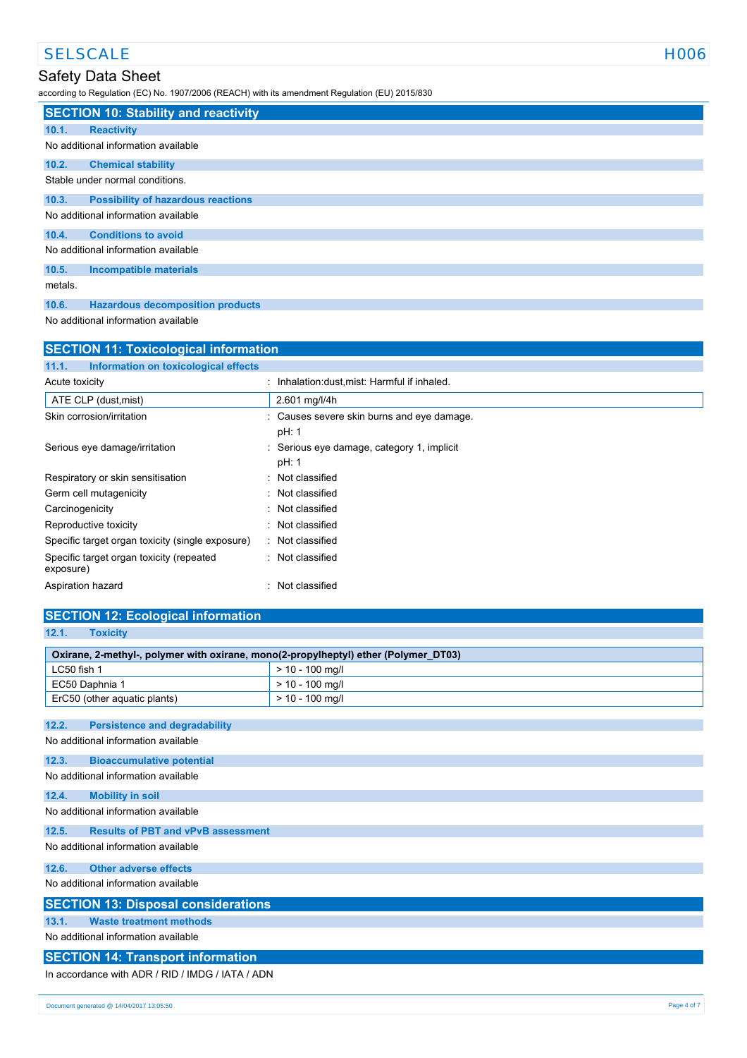## SECTION 10: Stability and reactivity

### 10.1. Reactivity

No additional information available

### 10.2. Chemical stability

Stable under normal conditions.

### 10.3. Possibility of hazardous reactions

No additional information available

### 10.4. Conditions to avoid

No additional information available

### 10.5. Incompatible materials

metals.

### 10.6. Hazardous decomposition products

No additional information available

## SECTION 11: Toxicological information

### 11.1. Information on toxicological effects

Acute toxicity : Inhalation:dust,mist: Harmful if inhaled.

| ATE CLP (dust,mist) | 2.601 mg/l/4h |
|---|---|

Skin corrosion/irritation : Causes severe skin burns and eye damage.
pH: 1

Serious eye damage/irritation : Serious eye damage, category 1, implicit
pH: 1

Respiratory or skin sensitisation : Not classified

Germ cell mutagenicity : Not classified

Carcinogenicity : Not classified

Reproductive toxicity : Not classified

Specific target organ toxicity (single exposure) : Not classified

Specific target organ toxicity (repeated exposure) : Not classified

Aspiration hazard : Not classified

## SECTION 12: Ecological information

### 12.1. Toxicity

| Oxirane, 2-methyl-, polymer with oxirane, mono(2-propylheptyl) ether (Polymer_DT03) | |
|---|---|
| LC50 fish 1 | > 10 - 100 mg/l |
| EC50 Daphnia 1 | > 10 - 100 mg/l |
| ErC50 (other aquatic plants) | > 10 - 100 mg/l |

### 12.2. Persistence and degradability

No additional information available

### 12.3. Bioaccumulative potential

No additional information available

### 12.4. Mobility in soil

No additional information available

### 12.5. Results of PBT and vPvB assessment

No additional information available

### 12.6. Other adverse effects

No additional information available

## SECTION 13: Disposal considerations

### 13.1. Waste treatment methods

No additional information available

## SECTION 14: Transport information

In accordance with ADR / RID / IMDG / IATA / ADN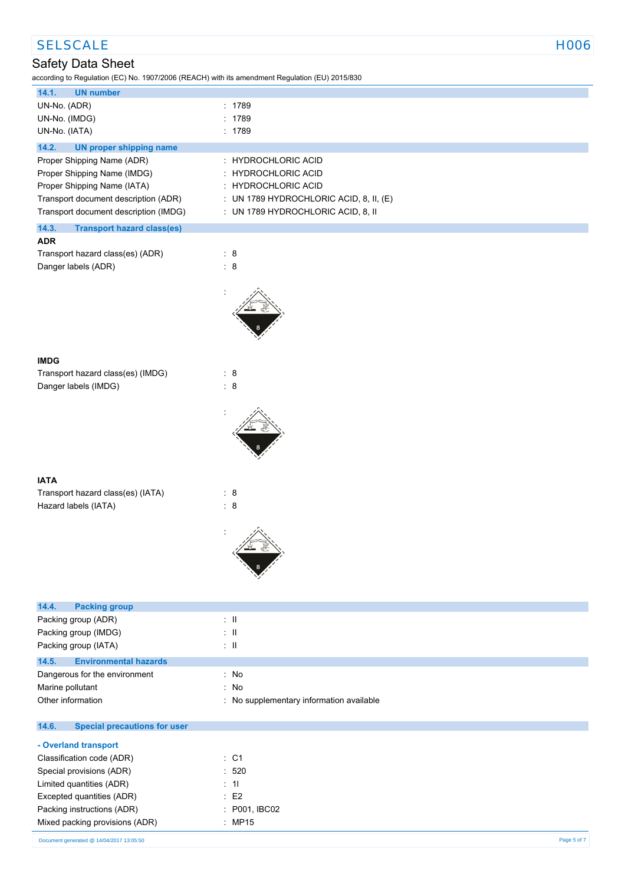## 14.1. UN number

| | |
|---|---|
| UN-No. (ADR) | : 1789 |
| UN-No. (IMDG) | : 1789 |
| UN-No. (IATA) | : 1789 |

## 14.2. UN proper shipping name

| | |
|---|---|
| Proper Shipping Name (ADR) | : HYDROCHLORIC ACID |
| Proper Shipping Name (IMDG) | : HYDROCHLORIC ACID |
| Proper Shipping Name (IATA) | : HYDROCHLORIC ACID |
| Transport document description (ADR) | : UN 1789 HYDROCHLORIC ACID, 8, II, (E) |
| Transport document description (IMDG) | : UN 1789 HYDROCHLORIC ACID, 8, II |

## 14.3. Transport hazard class(es)

**ADR**

| | |
|---|---|
| Transport hazard class(es) (ADR) | : 8 |
| Danger labels (ADR) | : 8 |

:

**IMDG**

| | |
|---|---|
| Transport hazard class(es) (IMDG) | : 8 |
| Danger labels (IMDG) | : 8 |

:

**IATA**

| | |
|---|---|
| Transport hazard class(es) (IATA) | : 8 |
| Hazard labels (IATA) | : 8 |

:

## 14.4. Packing group

| | |
|---|---|
| Packing group (ADR) | : II |
| Packing group (IMDG) | : II |
| Packing group (IATA) | : II |

## 14.5. Environmental hazards

| | |
|---|---|
| Dangerous for the environment | : No |
| Marine pollutant | : No |
| Other information | : No supplementary information available |

## 14.6. Special precautions for user

**- Overland transport**

| | |
|---|---|
| Classification code (ADR) | : C1 |
| Special provisions (ADR) | : 520 |
| Limited quantities (ADR) | : 1l |
| Excepted quantities (ADR) | : E2 |
| Packing instructions (ADR) | : P001, IBC02 |
| Mixed packing provisions (ADR) | : MP15 |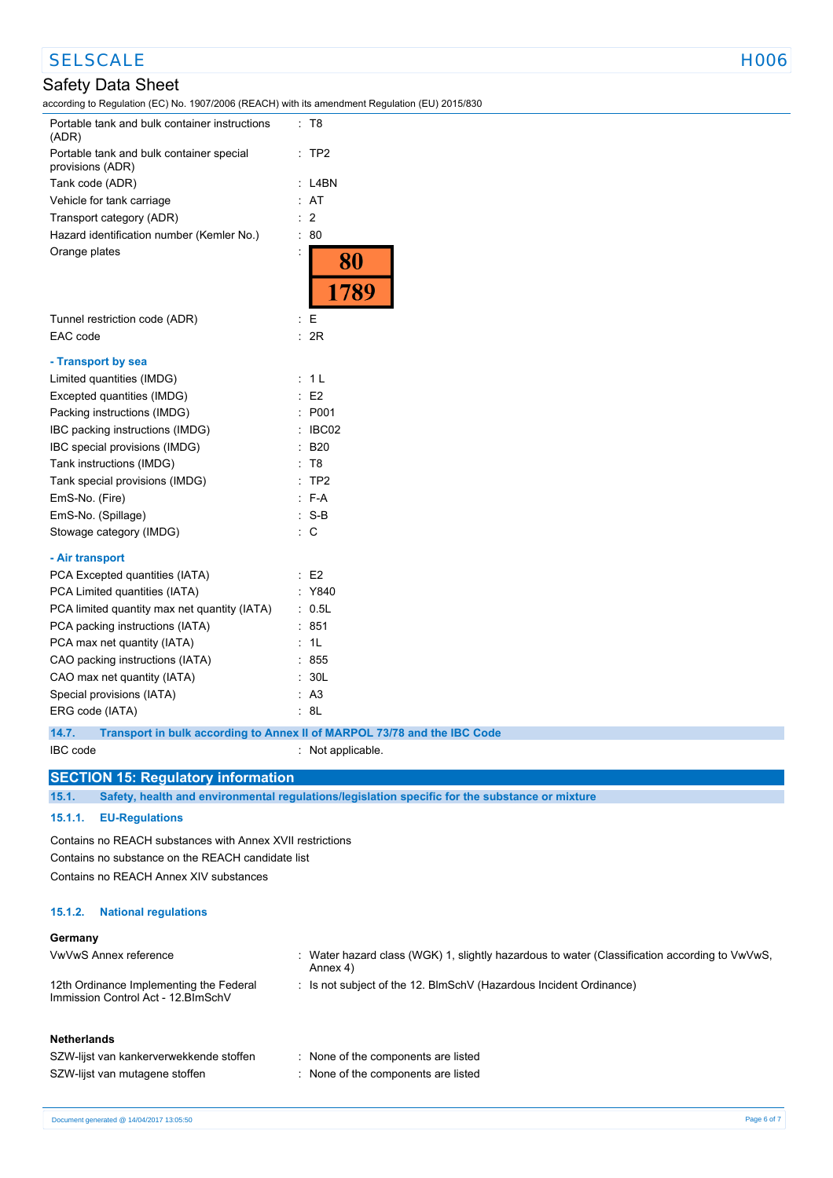| | |
|---|---|
| Portable tank and bulk container instructions (ADR) | : T8 |
| Portable tank and bulk container special provisions (ADR) | : TP2 |
| Tank code (ADR) | : L4BN |
| Vehicle for tank carriage | : AT |
| Transport category (ADR) | : 2 |
| Hazard identification number (Kemler No.) | : 80 |
| Orange plates | : 80 / 1789 |
| Tunnel restriction code (ADR) | : E |
| EAC code | : 2R |

**- Transport by sea**

| | |
|---|---|
| Limited quantities (IMDG) | : 1 L |
| Excepted quantities (IMDG) | : E2 |
| Packing instructions (IMDG) | : P001 |
| IBC packing instructions (IMDG) | : IBC02 |
| IBC special provisions (IMDG) | : B20 |
| Tank instructions (IMDG) | : T8 |
| Tank special provisions (IMDG) | : TP2 |
| EmS-No. (Fire) | : F-A |
| EmS-No. (Spillage) | : S-B |
| Stowage category (IMDG) | : C |

**- Air transport**

| | |
|---|---|
| PCA Excepted quantities (IATA) | : E2 |
| PCA Limited quantities (IATA) | : Y840 |
| PCA limited quantity max net quantity (IATA) | : 0.5L |
| PCA packing instructions (IATA) | : 851 |
| PCA max net quantity (IATA) | : 1L |
| CAO packing instructions (IATA) | : 855 |
| CAO max net quantity (IATA) | : 30L |
| Special provisions (IATA) | : A3 |
| ERG code (IATA) | : 8L |

### 14.7. Transport in bulk according to Annex II of MARPOL 73/78 and the IBC Code

IBC code : Not applicable.

## SECTION 15: Regulatory information

### 15.1. Safety, health and environmental regulations/legislation specific for the substance or mixture

#### 15.1.1. EU-Regulations

Contains no REACH substances with Annex XVII restrictions

Contains no substance on the REACH candidate list

Contains no REACH Annex XIV substances

#### 15.1.2. National regulations

**Germany**

| | |
|---|---|
| VwVwS Annex reference | : Water hazard class (WGK) 1, slightly hazardous to water (Classification according to VwVwS, Annex 4) |
| 12th Ordinance Implementing the Federal Immission Control Act - 12.BImSchV | : Is not subject of the 12. BlmSchV (Hazardous Incident Ordinance) |

**Netherlands**

| | |
|---|---|
| SZW-lijst van kankerverwekkende stoffen | : None of the components are listed |
| SZW-lijst van mutagene stoffen | : None of the components are listed |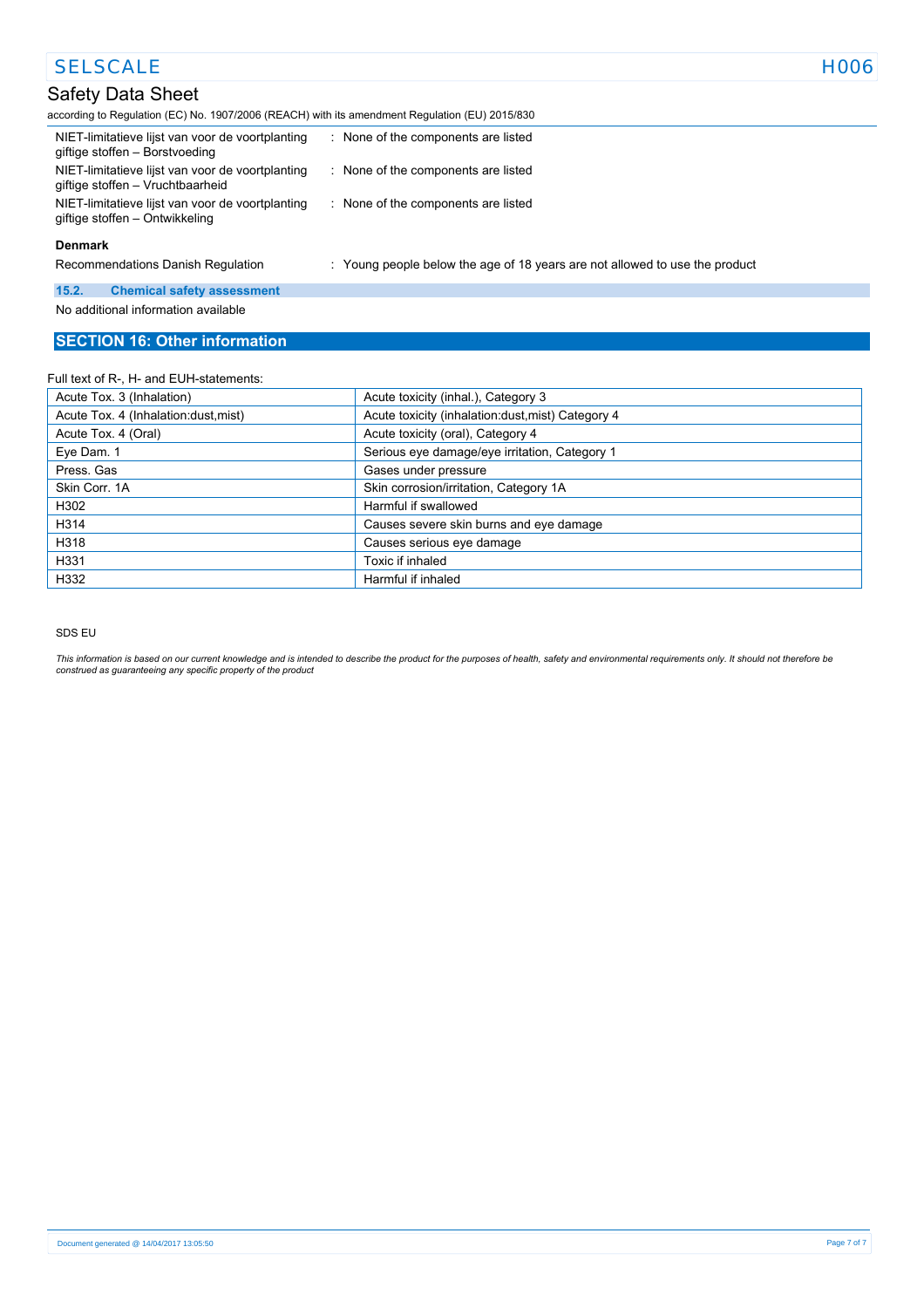| | |
|---|---|
| NIET-limitatieve lijst van voor de voortplanting giftige stoffen – Borstvoeding | : None of the components are listed |
| NIET-limitatieve lijst van voor de voortplanting giftige stoffen – Vruchtbaarheid | : None of the components are listed |
| NIET-limitatieve lijst van voor de voortplanting giftige stoffen – Ontwikkeling | : None of the components are listed |

**Denmark**

| | |
|---|---|
| Recommendations Danish Regulation | : Young people below the age of 18 years are not allowed to use the product |

### 15.2. Chemical safety assessment

No additional information available

## SECTION 16: Other information

Full text of R-, H- and EUH-statements:

| | |
|---|---|
| Acute Tox. 3 (Inhalation) | Acute toxicity (inhal.), Category 3 |
| Acute Tox. 4 (Inhalation:dust,mist) | Acute toxicity (inhalation:dust,mist) Category 4 |
| Acute Tox. 4 (Oral) | Acute toxicity (oral), Category 4 |
| Eye Dam. 1 | Serious eye damage/eye irritation, Category 1 |
| Press. Gas | Gases under pressure |
| Skin Corr. 1A | Skin corrosion/irritation, Category 1A |
| H302 | Harmful if swallowed |
| H314 | Causes severe skin burns and eye damage |
| H318 | Causes serious eye damage |
| H331 | Toxic if inhaled |
| H332 | Harmful if inhaled |

SDS EU

*This information is based on our current knowledge and is intended to describe the product for the purposes of health, safety and environmental requirements only. It should not therefore be construed as guaranteeing any specific property of the product*